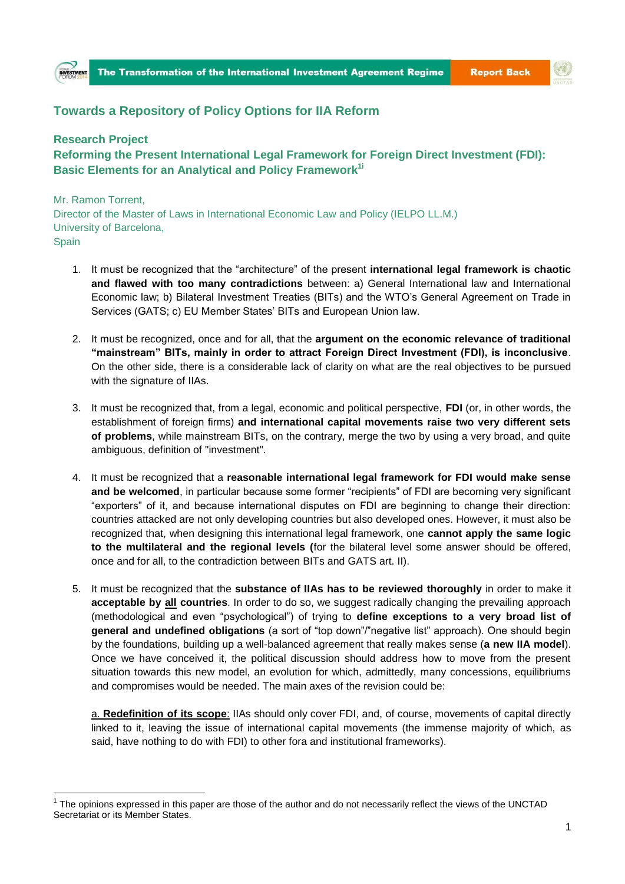## Towards a Repository of Policy Options for IIA Reform

### Research Project

### Reforming the Present International Legal Framework for Foreign Direct Investment (FDI): Basic Elements for an Analytical and Policy Framework[1i]

Mr. Ramon Torrent,
Director of the Master of Laws in International Economic Law and Policy (IELPO LL.M.)
University of Barcelona,
Spain

1. It must be recognized that the "architecture" of the present **international legal framework is chaotic and flawed with too many contradictions** between: a) General International law and International Economic law; b) Bilateral Investment Treaties (BITs) and the WTO's General Agreement on Trade in Services (GATS; c) EU Member States' BITs and European Union law.

2. It must be recognized, once and for all, that the **argument on the economic relevance of traditional "mainstream" BITs, mainly in order to attract Foreign Direct Investment (FDI), is inconclusive**. On the other side, there is a considerable lack of clarity on what are the real objectives to be pursued with the signature of IIAs.

3. It must be recognized that, from a legal, economic and political perspective, **FDI** (or, in other words, the establishment of foreign firms) **and international capital movements raise two very different sets of problems**, while mainstream BITs, on the contrary, merge the two by using a very broad, and quite ambiguous, definition of "investment".

4. It must be recognized that a **reasonable international legal framework for FDI would make sense and be welcomed**, in particular because some former "recipients" of FDI are becoming very significant "exporters" of it, and because international disputes on FDI are beginning to change their direction: countries attacked are not only developing countries but also developed ones. However, it must also be recognized that, when designing this international legal framework, one **cannot apply the same logic to the multilateral and the regional levels (**for the bilateral level some answer should be offered, once and for all, to the contradiction between BITs and GATS art. II).

5. It must be recognized that the **substance of IIAs has to be reviewed thoroughly** in order to make it **acceptable by <u>all</u> countries**. In order to do so, we suggest radically changing the prevailing approach (methodological and even "psychological") of trying to **define exceptions to a very broad list of general and undefined obligations** (a sort of "top down"/"negative list" approach). One should begin by the foundations, building up a well-balanced agreement that really makes sense (**a new IIA model**). Once we have conceived it, the political discussion should address how to move from the present situation towards this new model, an evolution for which, admittedly, many concessions, equilibriums and compromises would be needed. The main axes of the revision could be:

   a. **<u>Redefinition of its scope</u>**: IIAs should only cover FDI, and, of course, movements of capital directly linked to it, leaving the issue of international capital movements (the immense majority of which, as said, have nothing to do with FDI) to other fora and institutional frameworks).

[1] The opinions expressed in this paper are those of the author and do not necessarily reflect the views of the UNCTAD Secretariat or its Member States.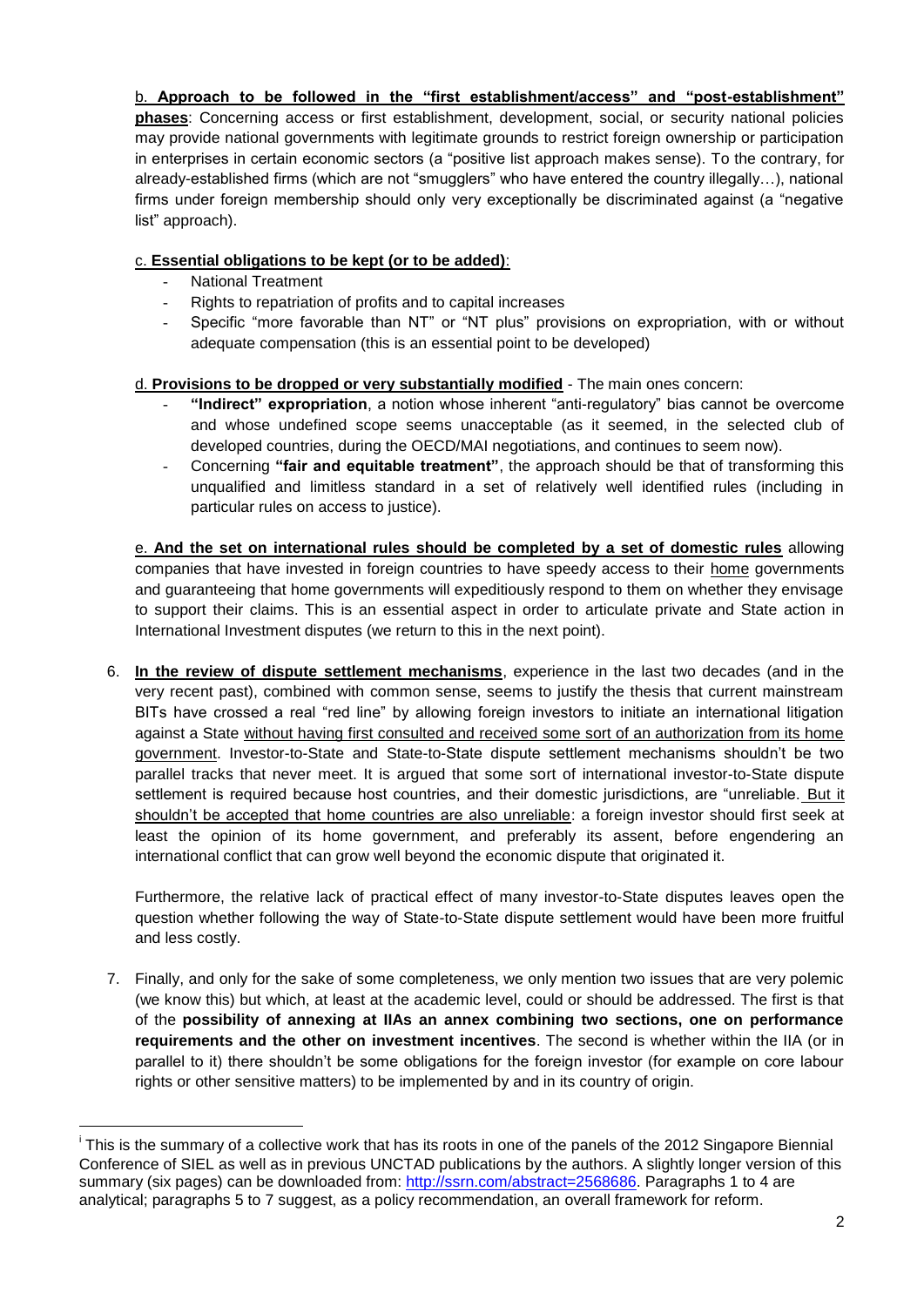b. **Approach to be followed in the "first establishment/access" and "post-establishment" phases**: Concerning access or first establishment, development, social, or security national policies may provide national governments with legitimate grounds to restrict foreign ownership or participation in enterprises in certain economic sectors (a "positive list approach makes sense). To the contrary, for already-established firms (which are not "smugglers" who have entered the country illegally…), national firms under foreign membership should only very exceptionally be discriminated against (a "negative list" approach).

c. **Essential obligations to be kept (or to be added)**:

- National Treatment
- Rights to repatriation of profits and to capital increases
- Specific "more favorable than NT" or "NT plus" provisions on expropriation, with or without adequate compensation (this is an essential point to be developed)

d. **Provisions to be dropped or very substantially modified** - The main ones concern:

- **"Indirect" expropriation**, a notion whose inherent "anti-regulatory" bias cannot be overcome and whose undefined scope seems unacceptable (as it seemed, in the selected club of developed countries, during the OECD/MAI negotiations, and continues to seem now).
- Concerning **"fair and equitable treatment"**, the approach should be that of transforming this unqualified and limitless standard in a set of relatively well identified rules (including in particular rules on access to justice).

e. **And the set on international rules should be completed by a set of domestic rules** allowing companies that have invested in foreign countries to have speedy access to their home governments and guaranteeing that home governments will expeditiously respond to them on whether they envisage to support their claims. This is an essential aspect in order to articulate private and State action in International Investment disputes (we return to this in the next point).

6. **In the review of dispute settlement mechanisms**, experience in the last two decades (and in the very recent past), combined with common sense, seems to justify the thesis that current mainstream BITs have crossed a real "red line" by allowing foreign investors to initiate an international litigation against a State without having first consulted and received some sort of an authorization from its home government. Investor-to-State and State-to-State dispute settlement mechanisms shouldn't be two parallel tracks that never meet. It is argued that some sort of international investor-to-State dispute settlement is required because host countries, and their domestic jurisdictions, are "unreliable. But it shouldn't be accepted that home countries are also unreliable: a foreign investor should first seek at least the opinion of its home government, and preferably its assent, before engendering an international conflict that can grow well beyond the economic dispute that originated it.

   Furthermore, the relative lack of practical effect of many investor-to-State disputes leaves open the question whether following the way of State-to-State dispute settlement would have been more fruitful and less costly.

7. Finally, and only for the sake of some completeness, we only mention two issues that are very polemic (we know this) but which, at least at the academic level, could or should be addressed. The first is that of the **possibility of annexing at IIAs an annex combining two sections, one on performance requirements and the other on investment incentives**. The second is whether within the IIA (or in parallel to it) there shouldn't be some obligations for the foreign investor (for example on core labour rights or other sensitive matters) to be implemented by and in its country of origin.

---

[i] This is the summary of a collective work that has its roots in one of the panels of the 2012 Singapore Biennial Conference of SIEL as well as in previous UNCTAD publications by the authors. A slightly longer version of this summary (six pages) can be downloaded from: http://ssrn.com/abstract=2568686. Paragraphs 1 to 4 are analytical; paragraphs 5 to 7 suggest, as a policy recommendation, an overall framework for reform.